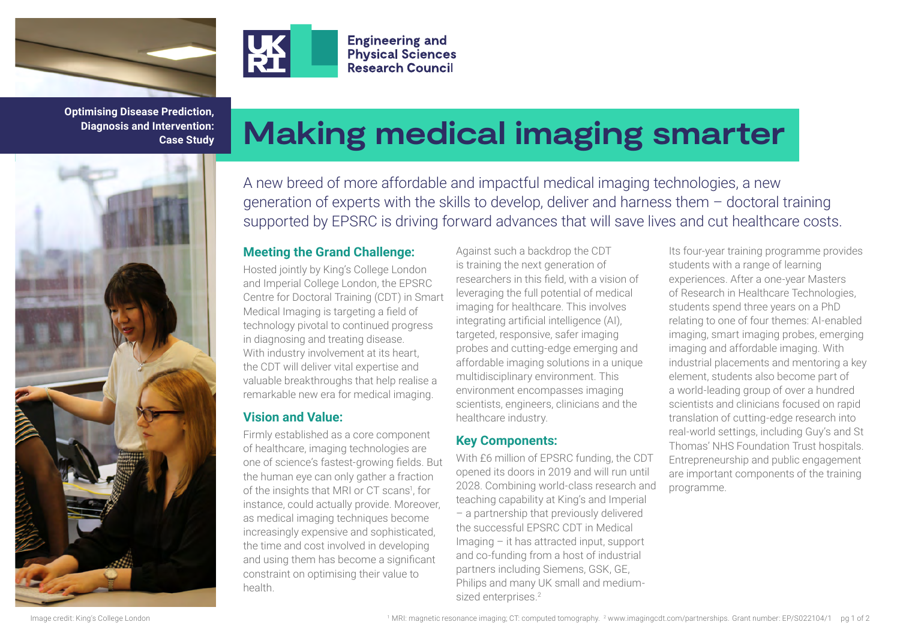Engineering and Physical Sciences Research Council

**Optimising Disease Prediction, Diagnosis and Intervention: Case Study**

# Making medical imaging smarter

A new breed of more affordable and impactful medical imaging technologies, a new generation of experts with the skills to develop, deliver and harness them – doctoral training supported by EPSRC is driving forward advances that will save lives and cut healthcare costs.

## Meeting the Grand Challenge:

Hosted jointly by King's College London and Imperial College London, the EPSRC Centre for Doctoral Training (CDT) in Smart Medical Imaging is targeting a field of technology pivotal to continued progress in diagnosing and treating disease. With industry involvement at its heart, the CDT will deliver vital expertise and valuable breakthroughs that help realise a remarkable new era for medical imaging.

## Vision and Value:

Firmly established as a core component of healthcare, imaging technologies are one of science's fastest-growing fields. But the human eye can only gather a fraction of the insights that MRI or CT scans[1], for instance, could actually provide. Moreover, as medical imaging techniques become increasingly expensive and sophisticated, the time and cost involved in developing and using them has become a significant constraint on optimising their value to health.

Against such a backdrop the CDT is training the next generation of researchers in this field, with a vision of leveraging the full potential of medical imaging for healthcare. This involves integrating artificial intelligence (AI), targeted, responsive, safer imaging probes and cutting-edge emerging and affordable imaging solutions in a unique multidisciplinary environment. This environment encompasses imaging scientists, engineers, clinicians and the healthcare industry.

## Key Components:

With £6 million of EPSRC funding, the CDT opened its doors in 2019 and will run until 2028. Combining world-class research and teaching capability at King's and Imperial – a partnership that previously delivered the successful EPSRC CDT in Medical Imaging – it has attracted input, support and co-funding from a host of industrial partners including Siemens, GSK, GE, Philips and many UK small and medium-sized enterprises.[2]

Its four-year training programme provides students with a range of learning experiences. After a one-year Masters of Research in Healthcare Technologies, students spend three years on a PhD relating to one of four themes: AI-enabled imaging, smart imaging probes, emerging imaging and affordable imaging. With industrial placements and mentoring a key element, students also become part of a world-leading group of over a hundred scientists and clinicians focused on rapid translation of cutting-edge research into real-world settings, including Guy's and St Thomas' NHS Foundation Trust hospitals. Entrepreneurship and public engagement are important components of the training programme.

Image credit: King's College London

[1] MRI: magnetic resonance imaging; CT: computed tomography. [2] www.imagingcdt.com/partnerships. Grant number: EP/S022104/1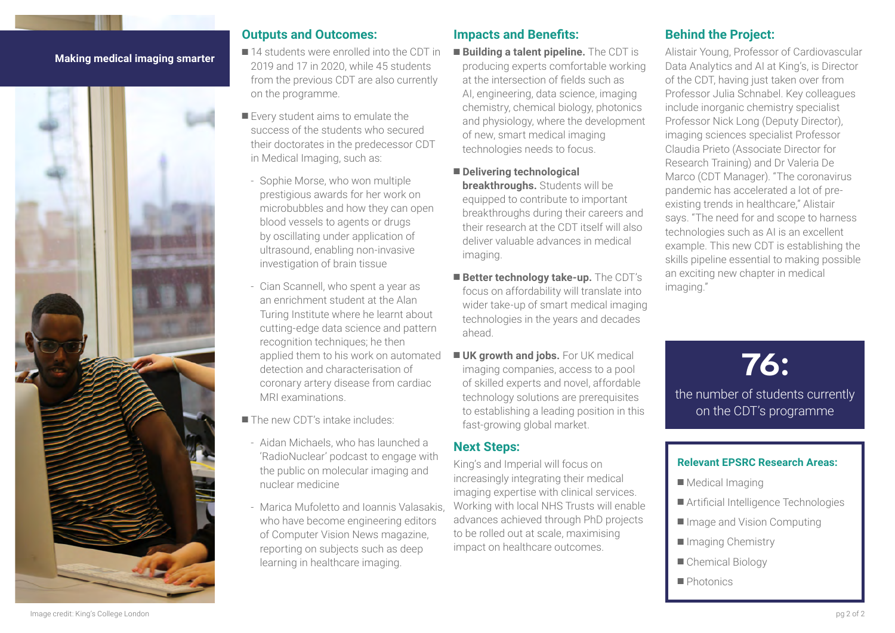**Making medical imaging smarter**

## Outputs and Outcomes:

- 14 students were enrolled into the CDT in 2019 and 17 in 2020, while 45 students from the previous CDT are also currently on the programme.
- Every student aims to emulate the success of the students who secured their doctorates in the predecessor CDT in Medical Imaging, such as:
  - Sophie Morse, who won multiple prestigious awards for her work on microbubbles and how they can open blood vessels to agents or drugs by oscillating under application of ultrasound, enabling non-invasive investigation of brain tissue
  - Cian Scannell, who spent a year as an enrichment student at the Alan Turing Institute where he learnt about cutting-edge data science and pattern recognition techniques; he then applied them to his work on automated detection and characterisation of coronary artery disease from cardiac MRI examinations.
- The new CDT's intake includes:
  - Aidan Michaels, who has launched a 'RadioNuclear' podcast to engage with the public on molecular imaging and nuclear medicine
  - Marica Mufoletto and Ioannis Valasakis, who have become engineering editors of Computer Vision News magazine, reporting on subjects such as deep learning in healthcare imaging.

## Impacts and Benefits:

- **Building a talent pipeline.** The CDT is producing experts comfortable working at the intersection of fields such as AI, engineering, data science, imaging chemistry, chemical biology, photonics and physiology, where the development of new, smart medical imaging technologies needs to focus.
- **Delivering technological breakthroughs.** Students will be equipped to contribute to important breakthroughs during their careers and their research at the CDT itself will also deliver valuable advances in medical imaging.
- **Better technology take-up.** The CDT's focus on affordability will translate into wider take-up of smart medical imaging technologies in the years and decades ahead.
- **UK growth and jobs.** For UK medical imaging companies, access to a pool of skilled experts and novel, affordable technology solutions are prerequisites to establishing a leading position in this fast-growing global market.

## Next Steps:

King's and Imperial will focus on increasingly integrating their medical imaging expertise with clinical services. Working with local NHS Trusts will enable advances achieved through PhD projects to be rolled out at scale, maximising impact on healthcare outcomes.

## Behind the Project:

Alistair Young, Professor of Cardiovascular Data Analytics and AI at King's, is Director of the CDT, having just taken over from Professor Julia Schnabel. Key colleagues include inorganic chemistry specialist Professor Nick Long (Deputy Director), imaging sciences specialist Professor Claudia Prieto (Associate Director for Research Training) and Dr Valeria De Marco (CDT Manager). "The coronavirus pandemic has accelerated a lot of pre-existing trends in healthcare," Alistair says. "The need for and scope to harness technologies such as AI is an excellent example. This new CDT is establishing the skills pipeline essential to making possible an exciting new chapter in medical imaging."

**76:**

the number of students currently on the CDT's programme

### Relevant EPSRC Research Areas:

- Medical Imaging
- Artificial Intelligence Technologies
- Image and Vision Computing
- Imaging Chemistry
- Chemical Biology
- Photonics

Image credit: King's College London